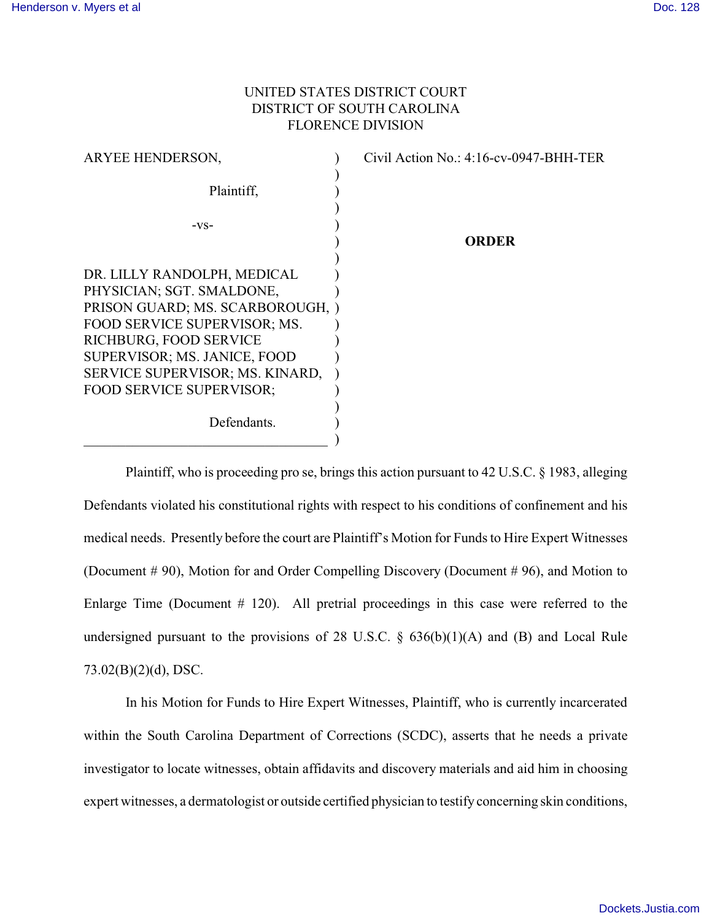UNITED STATES DISTRICT COURT
DISTRICT OF SOUTH CAROLINA
FLORENCE DIVISION

ARYEE HENDERSON,

Plaintiff,

-vs-

DR. LILLY RANDOLPH, MEDICAL PHYSICIAN; SGT. SMALDONE, PRISON GUARD; MS. SCARBOROUGH, FOOD SERVICE SUPERVISOR; MS. RICHBURG, FOOD SERVICE SUPERVISOR; MS. JANICE, FOOD SERVICE SUPERVISOR; MS. KINARD, FOOD SERVICE SUPERVISOR;

Defendants.

Civil Action No.: 4:16-cv-0947-BHH-TER

**ORDER**

Plaintiff, who is proceeding pro se, brings this action pursuant to 42 U.S.C. § 1983, alleging Defendants violated his constitutional rights with respect to his conditions of confinement and his medical needs. Presently before the court are Plaintiff's Motion for Funds to Hire Expert Witnesses (Document # 90), Motion for and Order Compelling Discovery (Document # 96), and Motion to Enlarge Time (Document # 120). All pretrial proceedings in this case were referred to the undersigned pursuant to the provisions of 28 U.S.C. § 636(b)(1)(A) and (B) and Local Rule 73.02(B)(2)(d), DSC.

In his Motion for Funds to Hire Expert Witnesses, Plaintiff, who is currently incarcerated within the South Carolina Department of Corrections (SCDC), asserts that he needs a private investigator to locate witnesses, obtain affidavits and discovery materials and aid him in choosing expert witnesses, a dermatologist or outside certified physician to testify concerning skin conditions,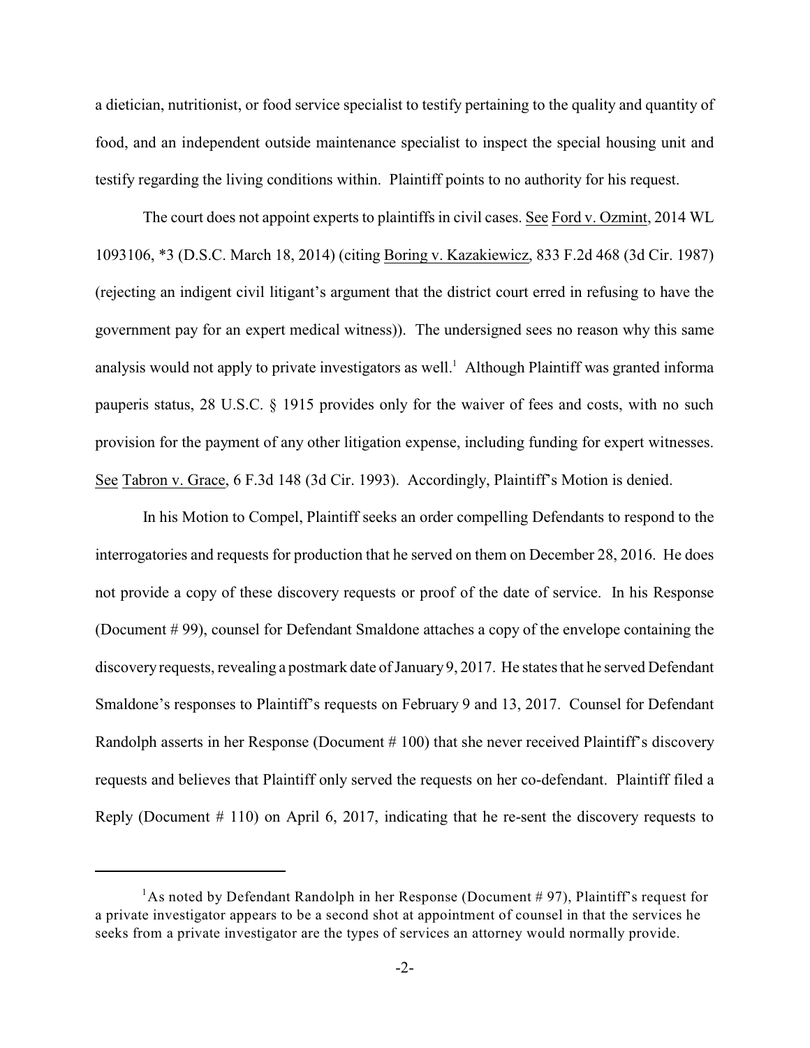a dietician, nutritionist, or food service specialist to testify pertaining to the quality and quantity of food, and an independent outside maintenance specialist to inspect the special housing unit and testify regarding the living conditions within. Plaintiff points to no authority for his request.

The court does not appoint experts to plaintiffs in civil cases. See Ford v. Ozmint, 2014 WL 1093106, *3 (D.S.C. March 18, 2014) (citing Boring v. Kazakiewicz, 833 F.2d 468 (3d Cir. 1987) (rejecting an indigent civil litigant's argument that the district court erred in refusing to have the government pay for an expert medical witness)). The undersigned sees no reason why this same analysis would not apply to private investigators as well.[1] Although Plaintiff was granted informa pauperis status, 28 U.S.C. § 1915 provides only for the waiver of fees and costs, with no such provision for the payment of any other litigation expense, including funding for expert witnesses. See Tabron v. Grace, 6 F.3d 148 (3d Cir. 1993). Accordingly, Plaintiff's Motion is denied.

In his Motion to Compel, Plaintiff seeks an order compelling Defendants to respond to the interrogatories and requests for production that he served on them on December 28, 2016. He does not provide a copy of these discovery requests or proof of the date of service. In his Response (Document # 99), counsel for Defendant Smaldone attaches a copy of the envelope containing the discovery requests, revealing a postmark date of January 9, 2017. He states that he served Defendant Smaldone's responses to Plaintiff's requests on February 9 and 13, 2017. Counsel for Defendant Randolph asserts in her Response (Document # 100) that she never received Plaintiff's discovery requests and believes that Plaintiff only served the requests on her co-defendant. Plaintiff filed a Reply (Document # 110) on April 6, 2017, indicating that he re-sent the discovery requests to

[1] As noted by Defendant Randolph in her Response (Document # 97), Plaintiff's request for a private investigator appears to be a second shot at appointment of counsel in that the services he seeks from a private investigator are the types of services an attorney would normally provide.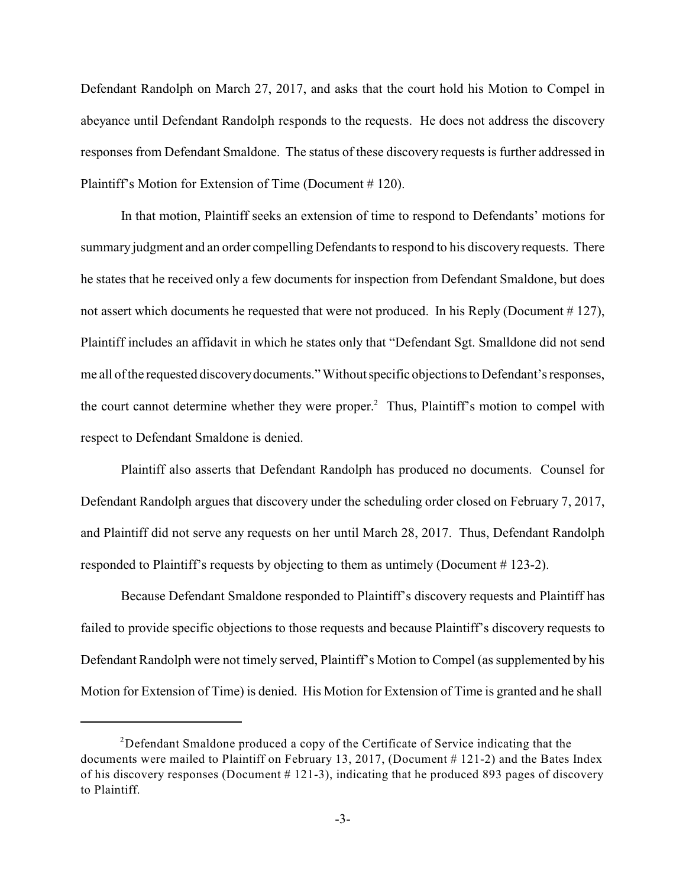Defendant Randolph on March 27, 2017, and asks that the court hold his Motion to Compel in abeyance until Defendant Randolph responds to the requests. He does not address the discovery responses from Defendant Smaldone. The status of these discovery requests is further addressed in Plaintiff's Motion for Extension of Time (Document # 120).

In that motion, Plaintiff seeks an extension of time to respond to Defendants' motions for summary judgment and an order compelling Defendants to respond to his discovery requests. There he states that he received only a few documents for inspection from Defendant Smaldone, but does not assert which documents he requested that were not produced. In his Reply (Document # 127), Plaintiff includes an affidavit in which he states only that "Defendant Sgt. Smalldone did not send me all of the requested discovery documents." Without specific objections to Defendant's responses, the court cannot determine whether they were proper.[2] Thus, Plaintiff's motion to compel with respect to Defendant Smaldone is denied.

Plaintiff also asserts that Defendant Randolph has produced no documents. Counsel for Defendant Randolph argues that discovery under the scheduling order closed on February 7, 2017, and Plaintiff did not serve any requests on her until March 28, 2017. Thus, Defendant Randolph responded to Plaintiff's requests by objecting to them as untimely (Document # 123-2).

Because Defendant Smaldone responded to Plaintiff's discovery requests and Plaintiff has failed to provide specific objections to those requests and because Plaintiff's discovery requests to Defendant Randolph were not timely served, Plaintiff's Motion to Compel (as supplemented by his Motion for Extension of Time) is denied. His Motion for Extension of Time is granted and he shall

---

[2] Defendant Smaldone produced a copy of the Certificate of Service indicating that the documents were mailed to Plaintiff on February 13, 2017, (Document # 121-2) and the Bates Index of his discovery responses (Document # 121-3), indicating that he produced 893 pages of discovery to Plaintiff.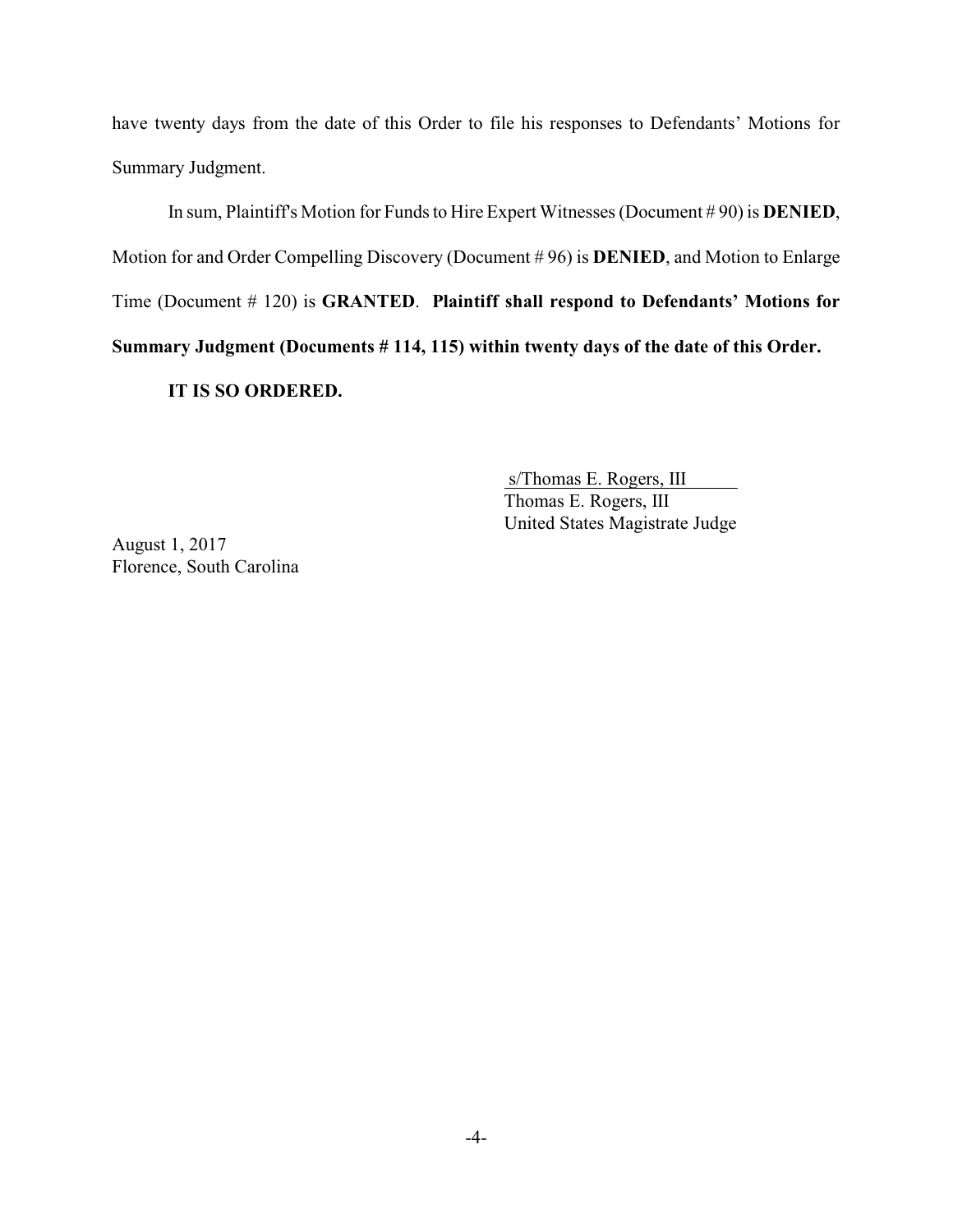have twenty days from the date of this Order to file his responses to Defendants' Motions for Summary Judgment.

In sum, Plaintiff's Motion for Funds to Hire Expert Witnesses (Document # 90) is **DENIED**, Motion for and Order Compelling Discovery (Document # 96) is **DENIED**, and Motion to Enlarge Time (Document # 120) is **GRANTED**. **Plaintiff shall respond to Defendants' Motions for Summary Judgment (Documents # 114, 115) within twenty days of the date of this Order.**

**IT IS SO ORDERED.**

s/Thomas E. Rogers, III
Thomas E. Rogers, III
United States Magistrate Judge

August 1, 2017
Florence, South Carolina